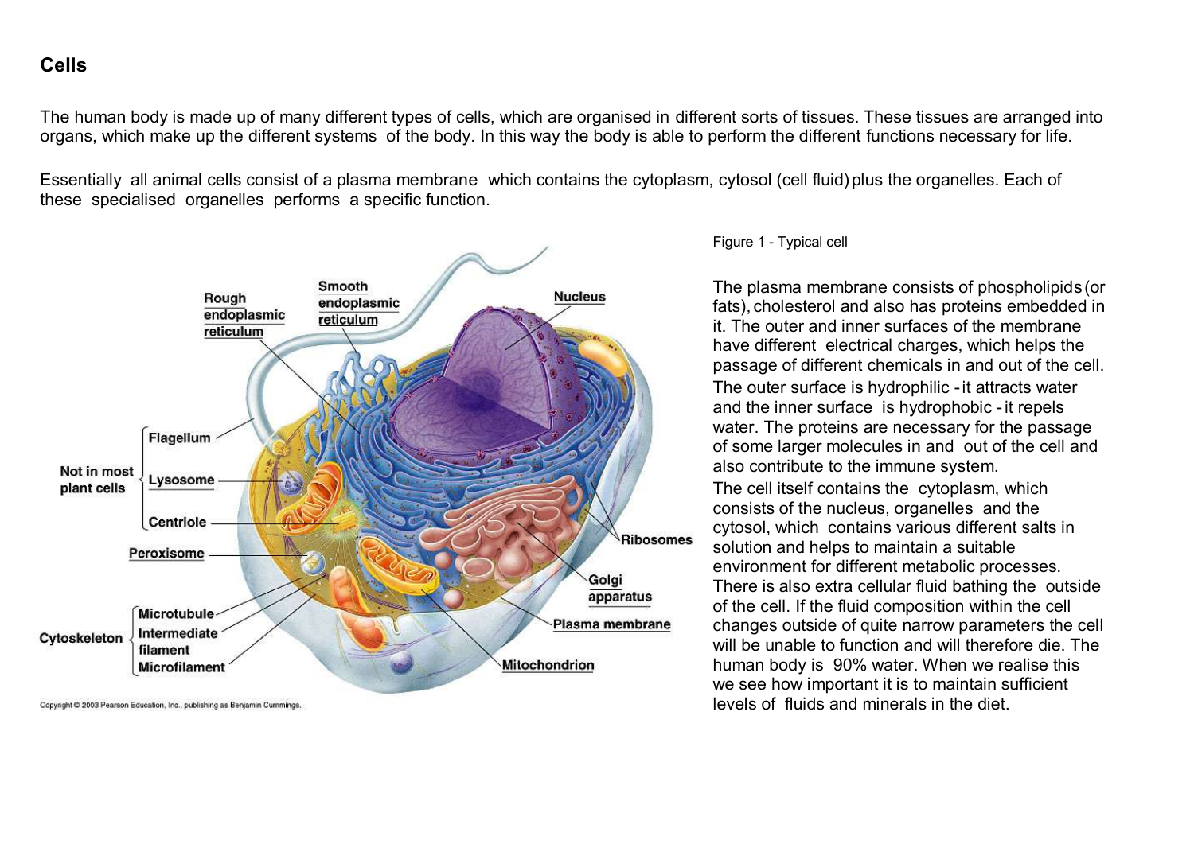# Cells

The human body is made up of many different types of cells, which are organised in different sorts of tissues. These tissues are arranged into organs, which make up the different systems of the body. In this way the body is able to perform the different functions necessary for life.

Essentially all animal cells consist of a plasma membrane which contains the cytoplasm, cytosol (cell fluid) plus the organelles. Each of these specialised organelles performs a specific function.

Figure 1 - Typical cell

The plasma membrane consists of phospholipids (or fats), cholesterol and also has proteins embedded in it. The outer and inner surfaces of the membrane have different electrical charges, which helps the passage of different chemicals in and out of the cell. The outer surface is hydrophilic - it attracts water and the inner surface is hydrophobic - it repels water. The proteins are necessary for the passage of some larger molecules in and out of the cell and also contribute to the immune system.

The cell itself contains the cytoplasm, which consists of the nucleus, organelles and the cytosol, which contains various different salts in solution and helps to maintain a suitable environment for different metabolic processes. There is also extra cellular fluid bathing the outside of the cell. If the fluid composition within the cell changes outside of quite narrow parameters the cell will be unable to function and will therefore die. The human body is 90% water. When we realise this we see how important it is to maintain sufficient levels of fluids and minerals in the diet.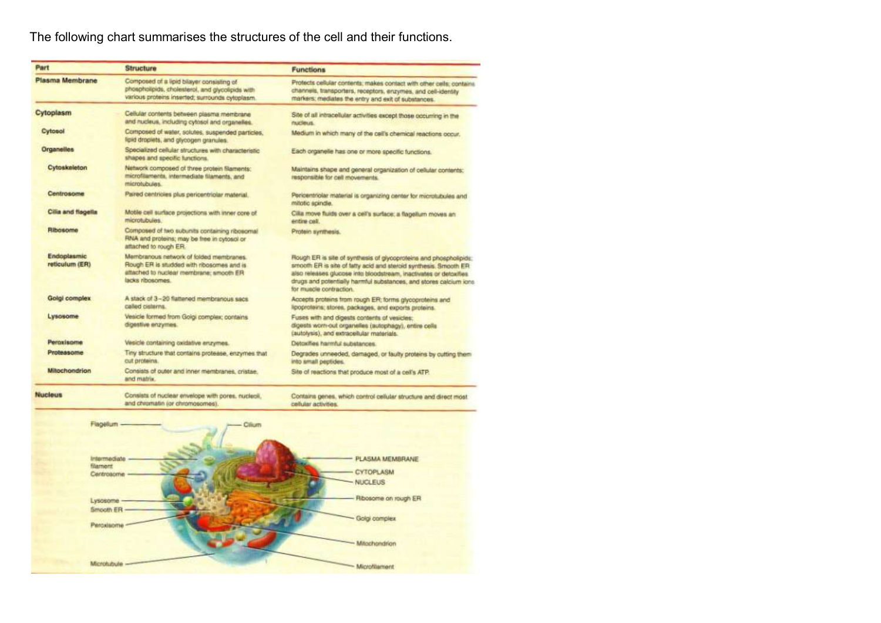The following chart summarises the structures of the cell and their functions.

| Part | Structure | Functions |
| --- | --- | --- |
| **Plasma Membrane** | Composed of a lipid bilayer consisting of phospholipids, cholesterol, and glycolipids with various proteins inserted; surrounds cytoplasm. | Protects cellular contents; makes contact with other cells; contains channels, transporters, receptors, enzymes, and cell-identity markers; mediates the entry and exit of substances. |
| **Cytoplasm** | Cellular contents between plasma membrane and nucleus, including cytosol and organelles. | Site of all intracellular activities except those occurring in the nucleus. |
| **Cytosol** | Composed of water, solutes, suspended particles, lipid droplets, and glycogen granules. | Medium in which many of the cell's chemical reactions occur. |
| **Organelles** | Specialized cellular structures with characteristic shapes and specific functions. | Each organelle has one or more specific functions. |
| **Cytoskeleton** | Network composed of three protein filaments: microfilaments, intermediate filaments, and microtubules. | Maintains shape and general organization of cellular contents; responsible for cell movements. |
| **Centrosome** | Paired centrioles plus pericentriolar material. | Pericentriolar material is organizing center for microtubules and mitotic spindle. |
| **Cilia and flagella** | Motile cell surface projections with inner core of microtubules. | Cilia move fluids over a cell's surface; a flagellum moves an entire cell. |
| **Ribosome** | Composed of two subunits containing ribosomal RNA and proteins; may be free in cytosol or attached to rough ER. | Protein synthesis. |
| **Endoplasmic reticulum (ER)** | Membranous network of folded membranes. Rough ER is studded with ribosomes and is attached to nuclear membrane; smooth ER lacks ribosomes. | Rough ER is site of synthesis of glycoproteins and phospholipids; smooth ER is site of fatty acid and steroid synthesis. Smooth ER also releases glucose into bloodstream, inactivates or detoxifies drugs and potentially harmful substances, and stores calcium ions for muscle contraction. |
| **Golgi complex** | A stack of 3–20 flattened membranous sacs called cisterns. | Accepts proteins from rough ER; forms glycoproteins and lipoproteins; stores, packages, and exports proteins. |
| **Lysosome** | Vesicle formed from Golgi complex; contains digestive enzymes. | Fuses with and digests contents of vesicles; digests worn-out organelles (autophagy), entire cells (autolysis), and extracellular materials. |
| **Peroxisome** | Vesicle containing oxidative enzymes. | Detoxifies harmful substances. |
| **Proteasome** | Tiny structure that contains protease, enzymes that cut proteins. | Degrades unneeded, damaged, or faulty proteins by cutting them into small peptides. |
| **Mitochondrion** | Consists of outer and inner membranes, cristae, and matrix. | Site of reactions that produce most of a cell's ATP. |
| **Nucleus** | Consists of nuclear envelope with pores, nucleoli, and chromatin (or chromosomes). | Contains genes, which control cellular structure and direct most cellular activities. |

Flagellum, Cilium, Intermediate filament, Centrosome, Lysosome, Smooth ER, Peroxisome, Microtubule, PLASMA MEMBRANE, CYTOPLASM, NUCLEUS, Ribosome on rough ER, Golgi complex, Mitochondrion, Microfilament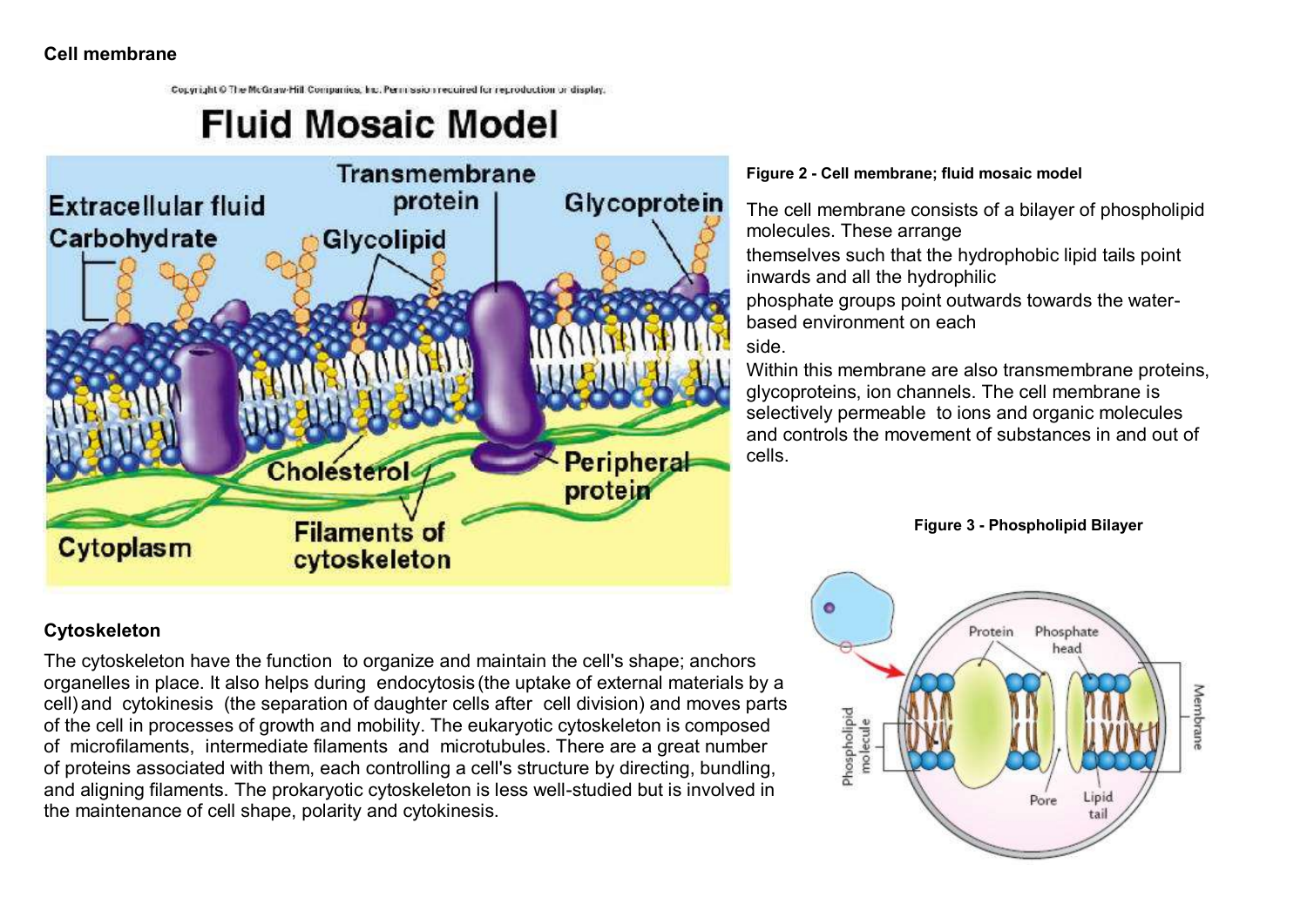**Cell membrane**

**Figure 2 - Cell membrane; fluid mosaic model**

The cell membrane consists of a bilayer of phospholipid molecules. These arrange themselves such that the hydrophobic lipid tails point inwards and all the hydrophilic phosphate groups point outwards towards the water-based environment on each side.

Within this membrane are also transmembrane proteins, glycoproteins, ion channels. The cell membrane is selectively permeable to ions and organic molecules and controls the movement of substances in and out of cells.

**Figure 3 - Phospholipid Bilayer**

**Cytoskeleton**

The cytoskeleton have the function to organize and maintain the cell's shape; anchors organelles in place. It also helps during endocytosis (the uptake of external materials by a cell) and cytokinesis (the separation of daughter cells after cell division) and moves parts of the cell in processes of growth and mobility. The eukaryotic cytoskeleton is composed of microfilaments, intermediate filaments and microtubules. There are a great number of proteins associated with them, each controlling a cell's structure by directing, bundling, and aligning filaments. The prokaryotic cytoskeleton is less well-studied but is involved in the maintenance of cell shape, polarity and cytokinesis.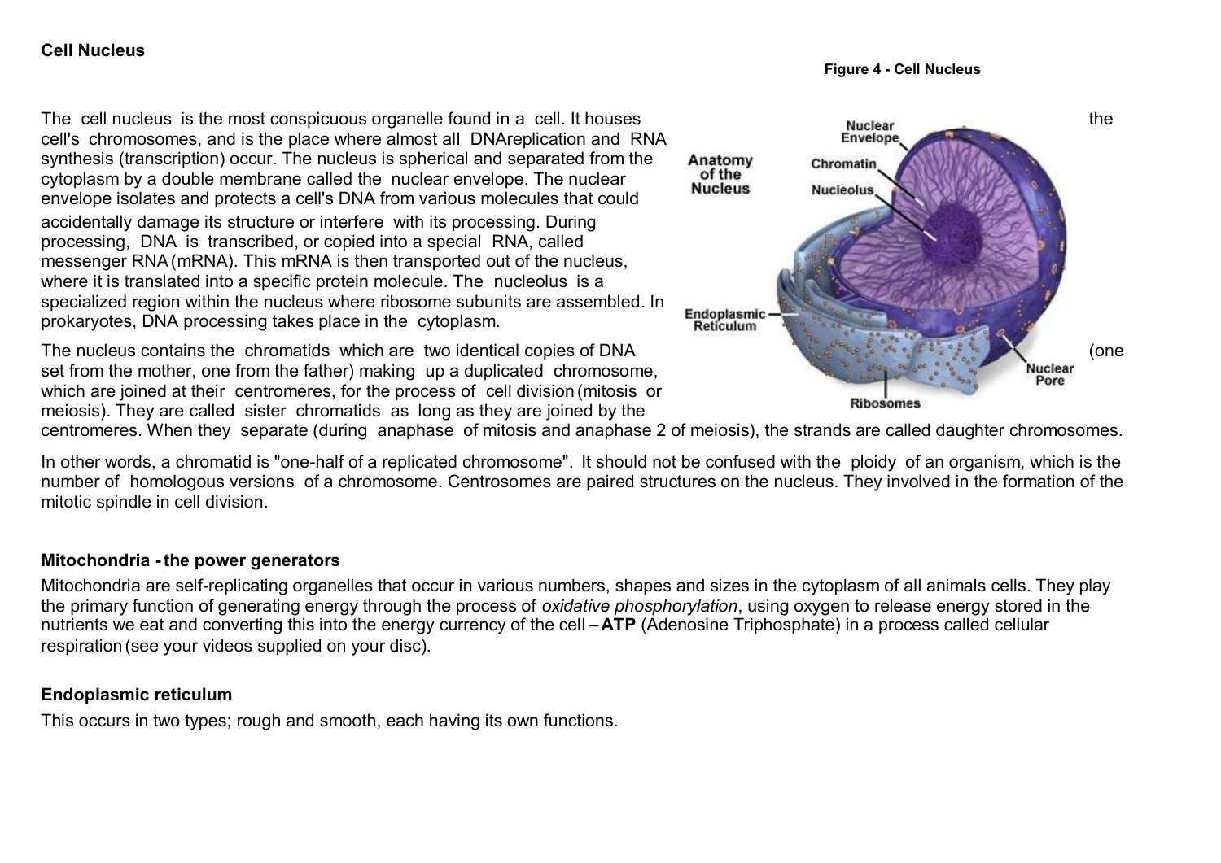## Cell Nucleus

Figure 4 - Cell Nucleus

The cell nucleus is the most conspicuous organelle found in a cell. It houses the cell's chromosomes, and is the place where almost all DNAreplication and RNA synthesis (transcription) occur. The nucleus is spherical and separated from the cytoplasm by a double membrane called the nuclear envelope. The nuclear envelope isolates and protects a cell's DNA from various molecules that could accidentally damage its structure or interfere with its processing. During processing, DNA is transcribed, or copied into a special RNA, called messenger RNA (mRNA). This mRNA is then transported out of the nucleus, where it is translated into a specific protein molecule. The nucleolus is a specialized region within the nucleus where ribosome subunits are assembled. In prokaryotes, DNA processing takes place in the cytoplasm.

The nucleus contains the chromatids which are two identical copies of DNA (one set from the mother, one from the father) making up a duplicated chromosome, which are joined at their centromeres, for the process of cell division (mitosis or meiosis). They are called sister chromatids as long as they are joined by the centromeres. When they separate (during anaphase of mitosis and anaphase 2 of meiosis), the strands are called daughter chromosomes.

In other words, a chromatid is "one-half of a replicated chromosome". It should not be confused with the ploidy of an organism, which is the number of homologous versions of a chromosome. Centrosomes are paired structures on the nucleus. They involved in the formation of the mitotic spindle in cell division.

## Mitochondria - the power generators

Mitochondria are self-replicating organelles that occur in various numbers, shapes and sizes in the cytoplasm of all animals cells. They play the primary function of generating energy through the process of *oxidative phosphorylation*, using oxygen to release energy stored in the nutrients we eat and converting this into the energy currency of the cell – **ATP** (Adenosine Triphosphate) in a process called cellular respiration (see your videos supplied on your disc).

## Endoplasmic reticulum

This occurs in two types; rough and smooth, each having its own functions.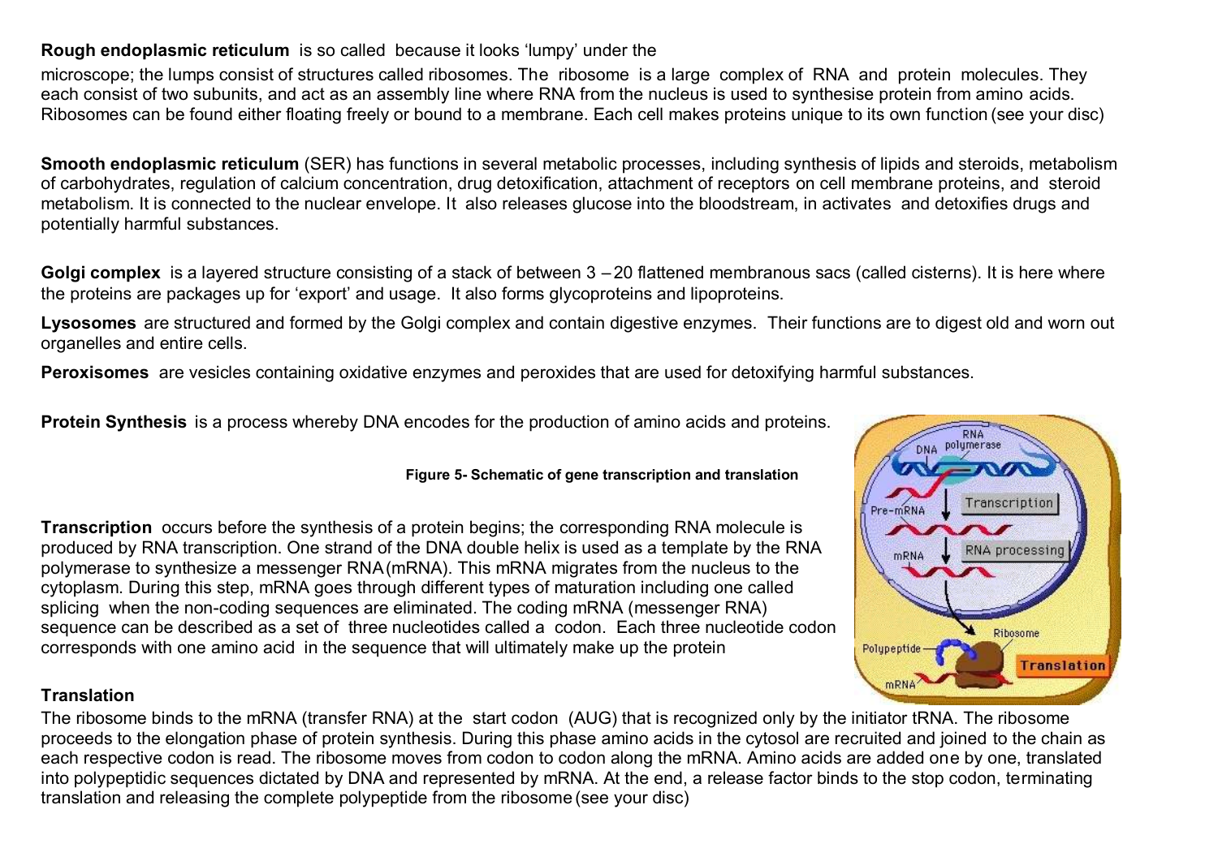**Rough endoplasmic reticulum** is so called because it looks 'lumpy' under the microscope; the lumps consist of structures called ribosomes. The ribosome is a large complex of RNA and protein molecules. They each consist of two subunits, and act as an assembly line where RNA from the nucleus is used to synthesise protein from amino acids. Ribosomes can be found either floating freely or bound to a membrane. Each cell makes proteins unique to its own function (see your disc)

**Smooth endoplasmic reticulum** (SER) has functions in several metabolic processes, including synthesis of lipids and steroids, metabolism of carbohydrates, regulation of calcium concentration, drug detoxification, attachment of receptors on cell membrane proteins, and steroid metabolism. It is connected to the nuclear envelope. It also releases glucose into the bloodstream, in activates and detoxifies drugs and potentially harmful substances.

**Golgi complex** is a layered structure consisting of a stack of between 3 – 20 flattened membranous sacs (called cisterns). It is here where the proteins are packages up for 'export' and usage. It also forms glycoproteins and lipoproteins.

**Lysosomes** are structured and formed by the Golgi complex and contain digestive enzymes. Their functions are to digest old and worn out organelles and entire cells.

**Peroxisomes** are vesicles containing oxidative enzymes and peroxides that are used for detoxifying harmful substances.

**Protein Synthesis** is a process whereby DNA encodes for the production of amino acids and proteins.

**Figure 5- Schematic of gene transcription and translation**

**Transcription** occurs before the synthesis of a protein begins; the corresponding RNA molecule is produced by RNA transcription. One strand of the DNA double helix is used as a template by the RNA polymerase to synthesize a messenger RNA (mRNA). This mRNA migrates from the nucleus to the cytoplasm. During this step, mRNA goes through different types of maturation including one called splicing when the non-coding sequences are eliminated. The coding mRNA (messenger RNA) sequence can be described as a set of three nucleotides called a codon. Each three nucleotide codon corresponds with one amino acid in the sequence that will ultimately make up the protein

**Translation**

The ribosome binds to the mRNA (transfer RNA) at the start codon (AUG) that is recognized only by the initiator tRNA. The ribosome proceeds to the elongation phase of protein synthesis. During this phase amino acids in the cytosol are recruited and joined to the chain as each respective codon is read. The ribosome moves from codon to codon along the mRNA. Amino acids are added one by one, translated into polypeptidic sequences dictated by DNA and represented by mRNA. At the end, a release factor binds to the stop codon, terminating translation and releasing the complete polypeptide from the ribosome (see your disc)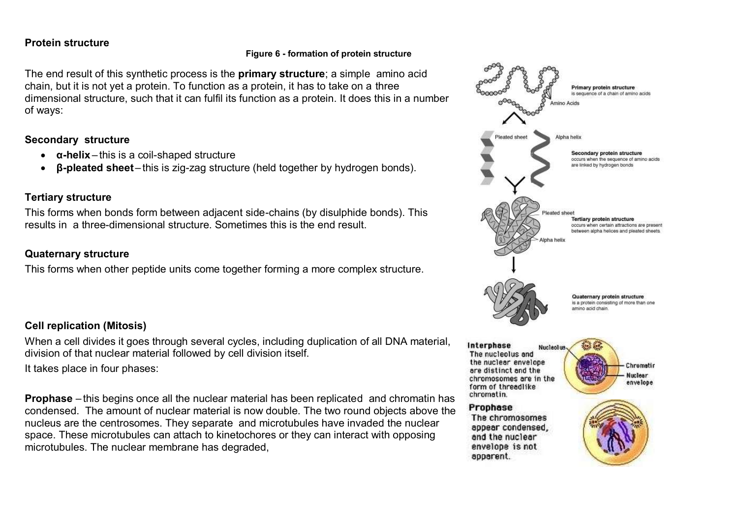## Protein structure

**Figure 6 - formation of protein structure**

The end result of this synthetic process is the **primary structure**; a simple amino acid chain, but it is not yet a protein. To function as a protein, it has to take on a three dimensional structure, such that it can fulfil its function as a protein. It does this in a number of ways:

### Secondary structure

- **α-helix** – this is a coil-shaped structure
- **β-pleated sheet** – this is zig-zag structure (held together by hydrogen bonds).

### Tertiary structure

This forms when bonds form between adjacent side-chains (by disulphide bonds). This results in a three-dimensional structure. Sometimes this is the end result.

### Quaternary structure

This forms when other peptide units come together forming a more complex structure.

## Cell replication (Mitosis)

When a cell divides it goes through several cycles, including duplication of all DNA material, division of that nuclear material followed by cell division itself.

It takes place in four phases:

**Prophase** – this begins once all the nuclear material has been replicated and chromatin has condensed. The amount of nuclear material is now double. The two round objects above the nucleus are the centrosomes. They separate and microtubules have invaded the nuclear space. These microtubules can attach to kinetochores or they can interact with opposing microtubules. The nuclear membrane has degraded,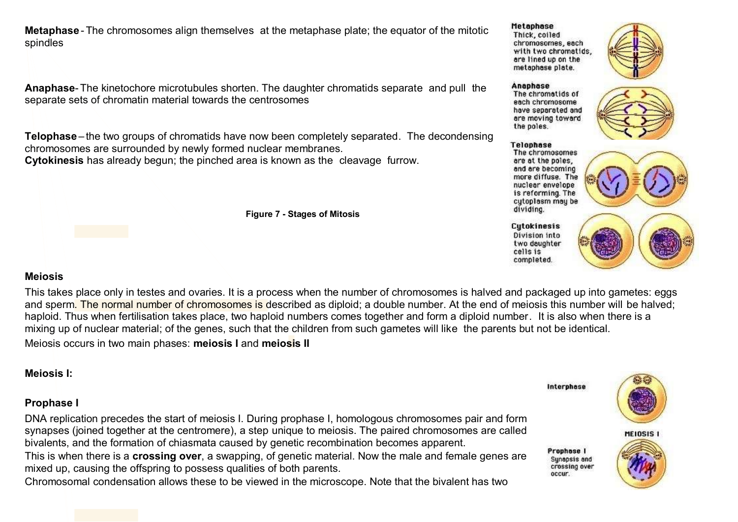**Metaphase** - The chromosomes align themselves at the metaphase plate; the equator of the mitotic spindles

**Anaphase**- The kinetochore microtubules shorten. The daughter chromatids separate and pull the separate sets of chromatin material towards the centrosomes

**Telophase** – the two groups of chromatids have now been completely separated. The decondensing chromosomes are surrounded by newly formed nuclear membranes.
**Cytokinesis** has already begun; the pinched area is known as the cleavage furrow.

**Metaphase** Thick, coiled chromosomes, each with two chromatids, are lined up on the metaphase plate.

**Anaphase** The chromatids of each chromosome have separated and are moving toward the poles.

**Telophase** The chromosomes are at the poles, and are becoming more diffuse. The nuclear envelope is reforming. The cytoplasm may be dividing.

**Cytokinesis** Division into two daughter cells is completed.

**Figure 7 - Stages of Mitosis**

### Meiosis

This takes place only in testes and ovaries. It is a process when the number of chromosomes is halved and packaged up into gametes: eggs and sperm. The normal number of chromosomes is described as diploid; a double number. At the end of meiosis this number will be halved; haploid. Thus when fertilisation takes place, two haploid numbers comes together and form a diploid number. It is also when there is a mixing up of nuclear material; of the genes, such that the children from such gametes will like the parents but not be identical.

Meiosis occurs in two main phases: **meiosis I** and **meiosis II**

### Meiosis I:

Interphase

MEIOSIS I

Prophase I Synapsis and crossing over occur.

#### Prophase I

DNA replication precedes the start of meiosis I. During prophase I, homologous chromosomes pair and form synapses (joined together at the centromere), a step unique to meiosis. The paired chromosomes are called bivalents, and the formation of chiasmata caused by genetic recombination becomes apparent.
This is when there is a **crossing over**, a swapping, of genetic material. Now the male and female genes are mixed up, causing the offspring to possess qualities of both parents.
Chromosomal condensation allows these to be viewed in the microscope. Note that the bivalent has two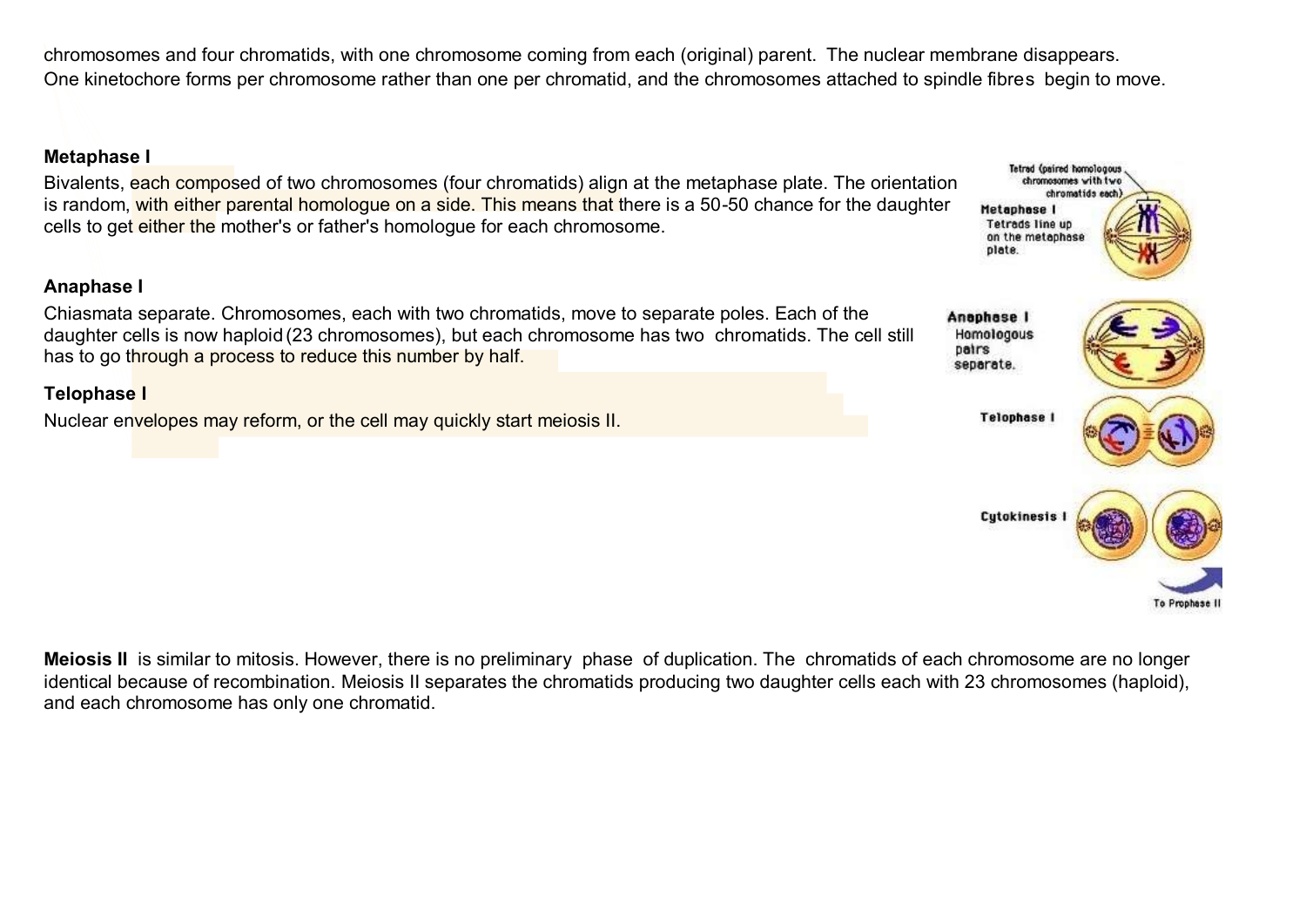chromosomes and four chromatids, with one chromosome coming from each (original) parent. The nuclear membrane disappears. One kinetochore forms per chromosome rather than one per chromatid, and the chromosomes attached to spindle fibres begin to move.

**Metaphase I**

Bivalents, each composed of two chromosomes (four chromatids) align at the metaphase plate. The orientation is random, with either parental homologue on a side. This means that there is a 50-50 chance for the daughter cells to get either the mother's or father's homologue for each chromosome.

**Anaphase I**

Chiasmata separate. Chromosomes, each with two chromatids, move to separate poles. Each of the daughter cells is now haploid (23 chromosomes), but each chromosome has two chromatids. The cell still has to go through a process to reduce this number by half.

**Telophase I**

Nuclear envelopes may reform, or the cell may quickly start meiosis II.

**Meiosis II** is similar to mitosis. However, there is no preliminary phase of duplication. The chromatids of each chromosome are no longer identical because of recombination. Meiosis II separates the chromatids producing two daughter cells each with 23 chromosomes (haploid), and each chromosome has only one chromatid.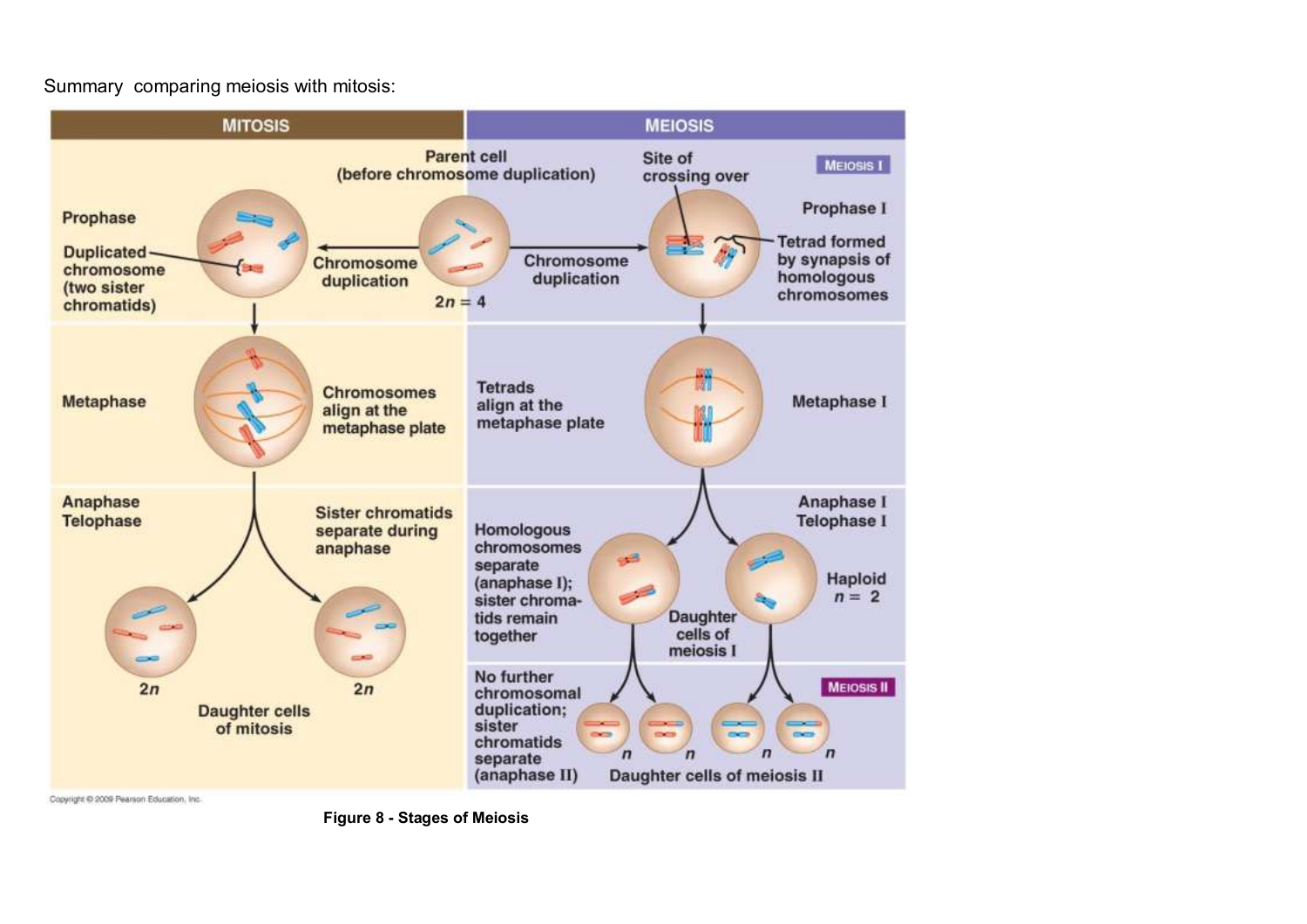Summary comparing meiosis with mitosis:

MITOSIS

MEIOSIS

Parent cell
(before chromosome duplication)

Site of crossing over

MEIOSIS I

Prophase

Duplicated chromosome (two sister chromatids)

Chromosome duplication

$2n = 4$

Chromosome duplication

Prophase I

Tetrad formed by synapsis of homologous chromosomes

Metaphase

Chromosomes align at the metaphase plate

Tetrads align at the metaphase plate

Metaphase I

Anaphase
Telophase

Sister chromatids separate during anaphase

Homologous chromosomes separate (anaphase I); sister chromatids remain together

Anaphase I
Telophase I

Haploid
$n = 2$

Daughter cells of meiosis I

$2n$

$2n$

Daughter cells of mitosis

MEIOSIS II

No further chromosomal duplication; sister chromatids separate (anaphase II)

$n$ $n$ $n$ $n$

Daughter cells of meiosis II

Copyright © 2009 Pearson Education, Inc.

**Figure 8 - Stages of Meiosis**